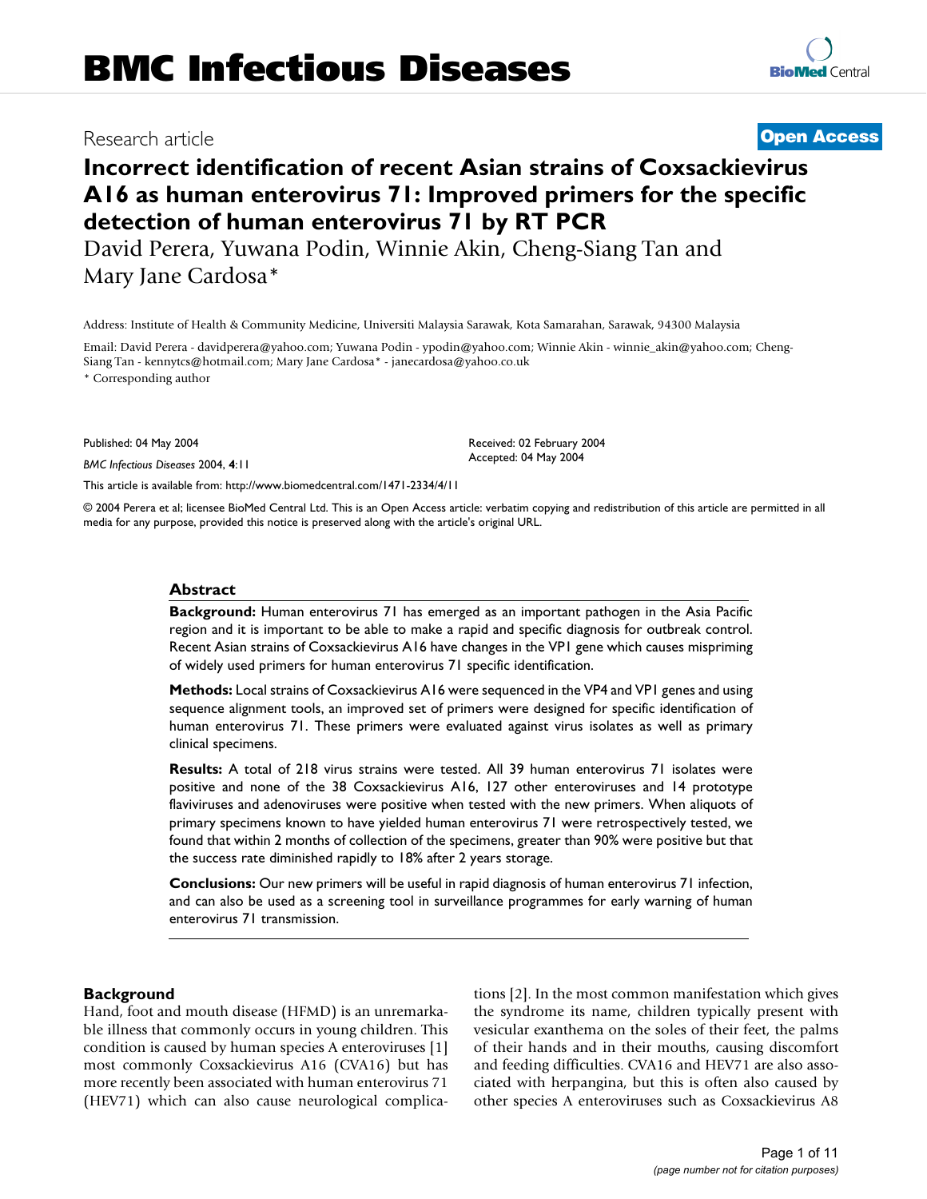# BMC Infectious Diseases

Research article

**Open Access**

# Incorrect identification of recent Asian strains of Coxsackievirus A16 as human enterovirus 71: Improved primers for the specific detection of human enterovirus 71 by RT PCR

David Perera, Yuwana Podin, Winnie Akin, Cheng-Siang Tan and Mary Jane Cardosa*

Address: Institute of Health & Community Medicine, Universiti Malaysia Sarawak, Kota Samarahan, Sarawak, 94300 Malaysia

Email: David Perera - davidperera@yahoo.com; Yuwana Podin - ypodin@yahoo.com; Winnie Akin - winnie_akin@yahoo.com; Cheng-Siang Tan - kennytcs@hotmail.com; Mary Jane Cardosa* - janecardosa@yahoo.co.uk

* Corresponding author

Published: 04 May 2004

*BMC Infectious Diseases* 2004, **4**:11

Received: 02 February 2004
Accepted: 04 May 2004

This article is available from: http://www.biomedcentral.com/1471-2334/4/11

© 2004 Perera et al; licensee BioMed Central Ltd. This is an Open Access article: verbatim copying and redistribution of this article are permitted in all media for any purpose, provided this notice is preserved along with the article's original URL.

## Abstract

**Background:** Human enterovirus 71 has emerged as an important pathogen in the Asia Pacific region and it is important to be able to make a rapid and specific diagnosis for outbreak control. Recent Asian strains of Coxsackievirus A16 have changes in the VP1 gene which causes mispriming of widely used primers for human enterovirus 71 specific identification.

**Methods:** Local strains of Coxsackievirus A16 were sequenced in the VP4 and VP1 genes and using sequence alignment tools, an improved set of primers were designed for specific identification of human enterovirus 71. These primers were evaluated against virus isolates as well as primary clinical specimens.

**Results:** A total of 218 virus strains were tested. All 39 human enterovirus 71 isolates were positive and none of the 38 Coxsackievirus A16, 127 other enteroviruses and 14 prototype flaviviruses and adenoviruses were positive when tested with the new primers. When aliquots of primary specimens known to have yielded human enterovirus 71 were retrospectively tested, we found that within 2 months of collection of the specimens, greater than 90% were positive but that the success rate diminished rapidly to 18% after 2 years storage.

**Conclusions:** Our new primers will be useful in rapid diagnosis of human enterovirus 71 infection, and can also be used as a screening tool in surveillance programmes for early warning of human enterovirus 71 transmission.

## Background

Hand, foot and mouth disease (HFMD) is an unremarkable illness that commonly occurs in young children. This condition is caused by human species A enteroviruses [1] most commonly Coxsackievirus A16 (CVA16) but has more recently been associated with human enterovirus 71 (HEV71) which can also cause neurological complications [2]. In the most common manifestation which gives the syndrome its name, children typically present with vesicular exanthema on the soles of their feet, the palms of their hands and in their mouths, causing discomfort and feeding difficulties. CVA16 and HEV71 are also associated with herpangina, but this is often also caused by other species A enteroviruses such as Coxsackievirus A8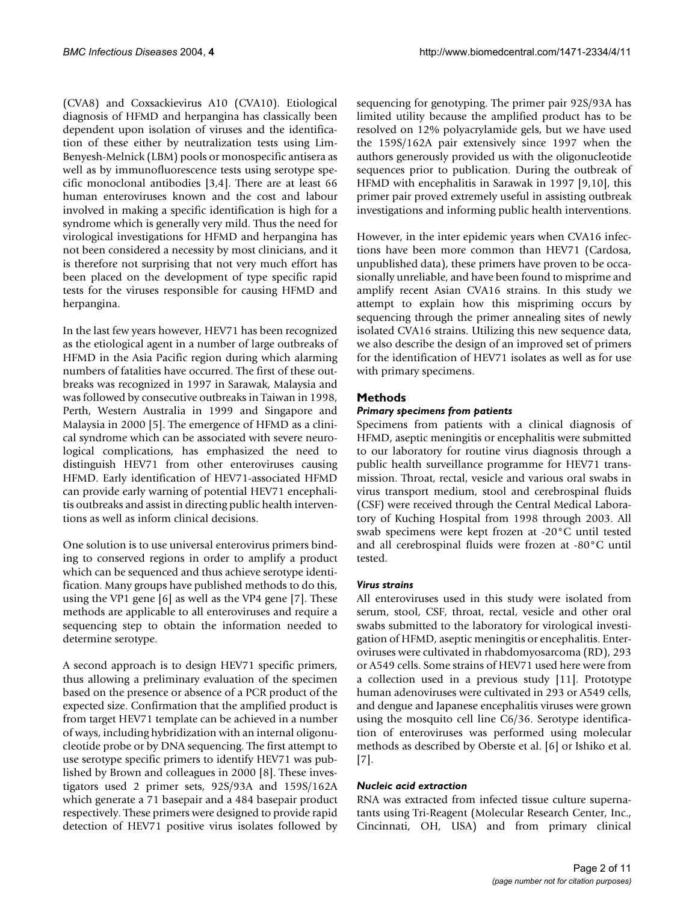(CVA8) and Coxsackievirus A10 (CVA10). Etiological diagnosis of HFMD and herpangina has classically been dependent upon isolation of viruses and the identification of these either by neutralization tests using Lim-Benyesh-Melnick (LBM) pools or monospecific antisera as well as by immunofluorescence tests using serotype specific monoclonal antibodies [3,4]. There are at least 66 human enteroviruses known and the cost and labour involved in making a specific identification is high for a syndrome which is generally very mild. Thus the need for virological investigations for HFMD and herpangina has not been considered a necessity by most clinicians, and it is therefore not surprising that not very much effort has been placed on the development of type specific rapid tests for the viruses responsible for causing HFMD and herpangina.

In the last few years however, HEV71 has been recognized as the etiological agent in a number of large outbreaks of HFMD in the Asia Pacific region during which alarming numbers of fatalities have occurred. The first of these outbreaks was recognized in 1997 in Sarawak, Malaysia and was followed by consecutive outbreaks in Taiwan in 1998, Perth, Western Australia in 1999 and Singapore and Malaysia in 2000 [5]. The emergence of HFMD as a clinical syndrome which can be associated with severe neurological complications, has emphasized the need to distinguish HEV71 from other enteroviruses causing HFMD. Early identification of HEV71-associated HFMD can provide early warning of potential HEV71 encephalitis outbreaks and assist in directing public health interventions as well as inform clinical decisions.

One solution is to use universal enterovirus primers binding to conserved regions in order to amplify a product which can be sequenced and thus achieve serotype identification. Many groups have published methods to do this, using the VP1 gene [6] as well as the VP4 gene [7]. These methods are applicable to all enteroviruses and require a sequencing step to obtain the information needed to determine serotype.

A second approach is to design HEV71 specific primers, thus allowing a preliminary evaluation of the specimen based on the presence or absence of a PCR product of the expected size. Confirmation that the amplified product is from target HEV71 template can be achieved in a number of ways, including hybridization with an internal oligonucleotide probe or by DNA sequencing. The first attempt to use serotype specific primers to identify HEV71 was published by Brown and colleagues in 2000 [8]. These investigators used 2 primer sets, 92S/93A and 159S/162A which generate a 71 basepair and a 484 basepair product respectively. These primers were designed to provide rapid detection of HEV71 positive virus isolates followed by sequencing for genotyping. The primer pair 92S/93A has limited utility because the amplified product has to be resolved on 12% polyacrylamide gels, but we have used the 159S/162A pair extensively since 1997 when the authors generously provided us with the oligonucleotide sequences prior to publication. During the outbreak of HFMD with encephalitis in Sarawak in 1997 [9,10], this primer pair proved extremely useful in assisting outbreak investigations and informing public health interventions.

However, in the inter epidemic years when CVA16 infections have been more common than HEV71 (Cardosa, unpublished data), these primers have proven to be occasionally unreliable, and have been found to misprime and amplify recent Asian CVA16 strains. In this study we attempt to explain how this mispriming occurs by sequencing through the primer annealing sites of newly isolated CVA16 strains. Utilizing this new sequence data, we also describe the design of an improved set of primers for the identification of HEV71 isolates as well as for use with primary specimens.

## Methods

### *Primary specimens from patients*

Specimens from patients with a clinical diagnosis of HFMD, aseptic meningitis or encephalitis were submitted to our laboratory for routine virus diagnosis through a public health surveillance programme for HEV71 transmission. Throat, rectal, vesicle and various oral swabs in virus transport medium, stool and cerebrospinal fluids (CSF) were received through the Central Medical Laboratory of Kuching Hospital from 1998 through 2003. All swab specimens were kept frozen at -20°C until tested and all cerebrospinal fluids were frozen at -80°C until tested.

### *Virus strains*

All enteroviruses used in this study were isolated from serum, stool, CSF, throat, rectal, vesicle and other oral swabs submitted to the laboratory for virological investigation of HFMD, aseptic meningitis or encephalitis. Enteroviruses were cultivated in rhabdomyosarcoma (RD), 293 or A549 cells. Some strains of HEV71 used here were from a collection used in a previous study [11]. Prototype human adenoviruses were cultivated in 293 or A549 cells, and dengue and Japanese encephalitis viruses were grown using the mosquito cell line C6/36. Serotype identification of enteroviruses was performed using molecular methods as described by Oberste et al. [6] or Ishiko et al. [7].

### *Nucleic acid extraction*

RNA was extracted from infected tissue culture supernatants using Tri-Reagent (Molecular Research Center, Inc., Cincinnati, OH, USA) and from primary clinical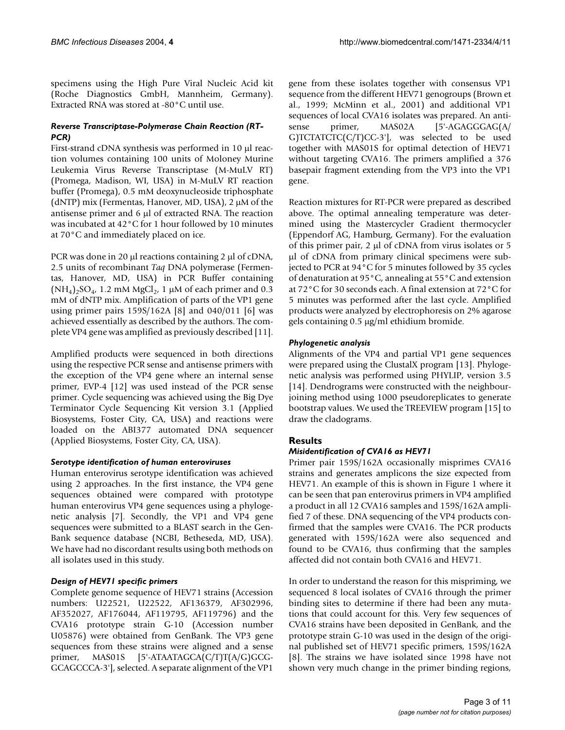specimens using the High Pure Viral Nucleic Acid kit (Roche Diagnostics GmbH, Mannheim, Germany). Extracted RNA was stored at -80°C until use.

### *Reverse Transcriptase-Polymerase Chain Reaction (RT-PCR)*

First-strand cDNA synthesis was performed in 10 μl reaction volumes containing 100 units of Moloney Murine Leukemia Virus Reverse Transcriptase (M-MuLV RT) (Promega, Madison, WI, USA) in M-MuLV RT reaction buffer (Promega), 0.5 mM deoxynucleoside triphosphate (dNTP) mix (Fermentas, Hanover, MD, USA), 2 μM of the antisense primer and 6 μl of extracted RNA. The reaction was incubated at 42°C for 1 hour followed by 10 minutes at 70°C and immediately placed on ice.

PCR was done in 20 μl reactions containing 2 μl of cDNA, 2.5 units of recombinant *Taq* DNA polymerase (Fermentas, Hanover, MD, USA) in PCR Buffer containing $(NH_4)_2SO_4$, 1.2 mM $MgCl_2$, 1 μM of each primer and 0.3 mM of dNTP mix. Amplification of parts of the VP1 gene using primer pairs 159S/162A [8] and 040/011 [6] was achieved essentially as described by the authors. The complete VP4 gene was amplified as previously described [11].

Amplified products were sequenced in both directions using the respective PCR sense and antisense primers with the exception of the VP4 gene where an internal sense primer, EVP-4 [12] was used instead of the PCR sense primer. Cycle sequencing was achieved using the Big Dye Terminator Cycle Sequencing Kit version 3.1 (Applied Biosystems, Foster City, CA, USA) and reactions were loaded on the ABI377 automated DNA sequencer (Applied Biosystems, Foster City, CA, USA).

### *Serotype identification of human enteroviruses*

Human enterovirus serotype identification was achieved using 2 approaches. In the first instance, the VP4 gene sequences obtained were compared with prototype human enterovirus VP4 gene sequences using a phylogenetic analysis [7]. Secondly, the VP1 and VP4 gene sequences were submitted to a BLAST search in the GenBank sequence database (NCBI, Betheseda, MD, USA). We have had no discordant results using both methods on all isolates used in this study.

### *Design of HEV71 specific primers*

Complete genome sequence of HEV71 strains (Accession numbers: U22521, U22522, AF136379, AF302996, AF352027, AF176044, AF119795, AF119796) and the CVA16 prototype strain G-10 (Accession number U05876) were obtained from GenBank. The VP3 gene sequences from these strains were aligned and a sense primer, MAS01S [5'-ATAATAGCA(C/T)T(A/G)GCG-GCAGCCCA-3'], selected. A separate alignment of the VP1 gene from these isolates together with consensus VP1 sequence from the different HEV71 genogroups (Brown et al., 1999; McMinn et al., 2001) and additional VP1 sequences of local CVA16 isolates was prepared. An antisense primer, MAS02A [5'-AGAGGGAG(A/G)TCTATCTC(C/T)CC-3'], was selected to be used together with MAS01S for optimal detection of HEV71 without targeting CVA16. The primers amplified a 376 basepair fragment extending from the VP3 into the VP1 gene.

Reaction mixtures for RT-PCR were prepared as described above. The optimal annealing temperature was determined using the Mastercycler Gradient thermocycler (Eppendorf AG, Hamburg, Germany). For the evaluation of this primer pair, 2 μl of cDNA from virus isolates or 5 μl of cDNA from primary clinical specimens were subjected to PCR at 94°C for 5 minutes followed by 35 cycles of denaturation at 95°C, annealing at 55°C and extension at 72°C for 30 seconds each. A final extension at 72°C for 5 minutes was performed after the last cycle. Amplified products were analyzed by electrophoresis on 2% agarose gels containing 0.5 μg/ml ethidium bromide.

### *Phylogenetic analysis*

Alignments of the VP4 and partial VP1 gene sequences were prepared using the ClustalX program [13]. Phylogenetic analysis was performed using PHYLIP, version 3.5 [14]. Dendrograms were constructed with the neighbour-joining method using 1000 pseudoreplicates to generate bootstrap values. We used the TREEVIEW program [15] to draw the cladograms.

## Results

### *Misidentification of CVA16 as HEV71*

Primer pair 159S/162A occasionally misprimes CVA16 strains and generates amplicons the size expected from HEV71. An example of this is shown in Figure 1 where it can be seen that pan enterovirus primers in VP4 amplified a product in all 12 CVA16 samples and 159S/162A amplified 7 of these. DNA sequencing of the VP4 products confirmed that the samples were CVA16. The PCR products generated with 159S/162A were also sequenced and found to be CVA16, thus confirming that the samples affected did not contain both CVA16 and HEV71.

In order to understand the reason for this mispriming, we sequenced 8 local isolates of CVA16 through the primer binding sites to determine if there had been any mutations that could account for this. Very few sequences of CVA16 strains have been deposited in GenBank, and the prototype strain G-10 was used in the design of the original published set of HEV71 specific primers, 159S/162A [8]. The strains we have isolated since 1998 have not shown very much change in the primer binding regions,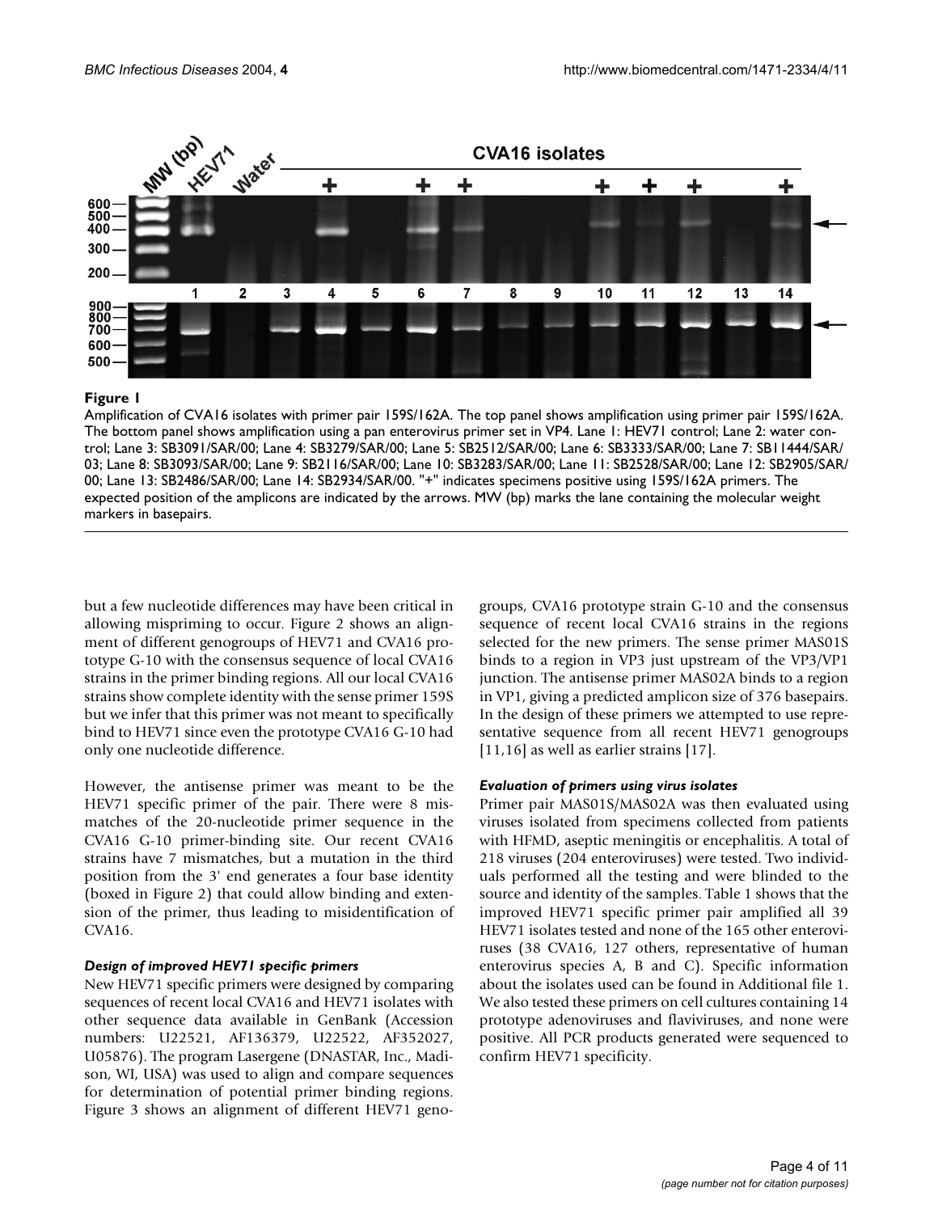**Figure 1**

Amplification of CVA16 isolates with primer pair 159S/162A. The top panel shows amplification using primer pair 159S/162A. The bottom panel shows amplification using a pan enterovirus primer set in VP4. Lane 1: HEV71 control; Lane 2: water control; Lane 3: SB3091/SAR/00; Lane 4: SB3279/SAR/00; Lane 5: SB2512/SAR/00; Lane 6: SB3333/SAR/00; Lane 7: SB11444/SAR/03; Lane 8: SB3093/SAR/00; Lane 9: SB2116/SAR/00; Lane 10: SB3283/SAR/00; Lane 11: SB2528/SAR/00; Lane 12: SB2905/SAR/00; Lane 13: SB2486/SAR/00; Lane 14: SB2934/SAR/00. "+" indicates specimens positive using 159S/162A primers. The expected position of the amplicons are indicated by the arrows. MW (bp) marks the lane containing the molecular weight markers in basepairs.

but a few nucleotide differences may have been critical in allowing mispriming to occur. Figure 2 shows an alignment of different genogroups of HEV71 and CVA16 prototype G-10 with the consensus sequence of local CVA16 strains in the primer binding regions. All our local CVA16 strains show complete identity with the sense primer 159S but we infer that this primer was not meant to specifically bind to HEV71 since even the prototype CVA16 G-10 had only one nucleotide difference.

However, the antisense primer was meant to be the HEV71 specific primer of the pair. There were 8 mismatches of the 20-nucleotide primer sequence in the CVA16 G-10 primer-binding site. Our recent CVA16 strains have 7 mismatches, but a mutation in the third position from the 3' end generates a four base identity (boxed in Figure 2) that could allow binding and extension of the primer, thus leading to misidentification of CVA16.

### *Design of improved HEV71 specific primers*

New HEV71 specific primers were designed by comparing sequences of recent local CVA16 and HEV71 isolates with other sequence data available in GenBank (Accession numbers: U22521, AF136379, U22522, AF352027, U05876). The program Lasergene (DNASTAR, Inc., Madison, WI, USA) was used to align and compare sequences for determination of potential primer binding regions. Figure 3 shows an alignment of different HEV71 genogroups, CVA16 prototype strain G-10 and the consensus sequence of recent local CVA16 strains in the regions selected for the new primers. The sense primer MAS01S binds to a region in VP3 just upstream of the VP3/VP1 junction. The antisense primer MAS02A binds to a region in VP1, giving a predicted amplicon size of 376 basepairs. In the design of these primers we attempted to use representative sequence from all recent HEV71 genogroups [11,16] as well as earlier strains [17].

### *Evaluation of primers using virus isolates*

Primer pair MAS01S/MAS02A was then evaluated using viruses isolated from specimens collected from patients with HFMD, aseptic meningitis or encephalitis. A total of 218 viruses (204 enteroviruses) were tested. Two individuals performed all the testing and were blinded to the source and identity of the samples. Table 1 shows that the improved HEV71 specific primer pair amplified all 39 HEV71 isolates tested and none of the 165 other enteroviruses (38 CVA16, 127 others, representative of human enterovirus species A, B and C). Specific information about the isolates used can be found in Additional file 1. We also tested these primers on cell cultures containing 14 prototype adenoviruses and flaviviruses, and none were positive. All PCR products generated were sequenced to confirm HEV71 specificity.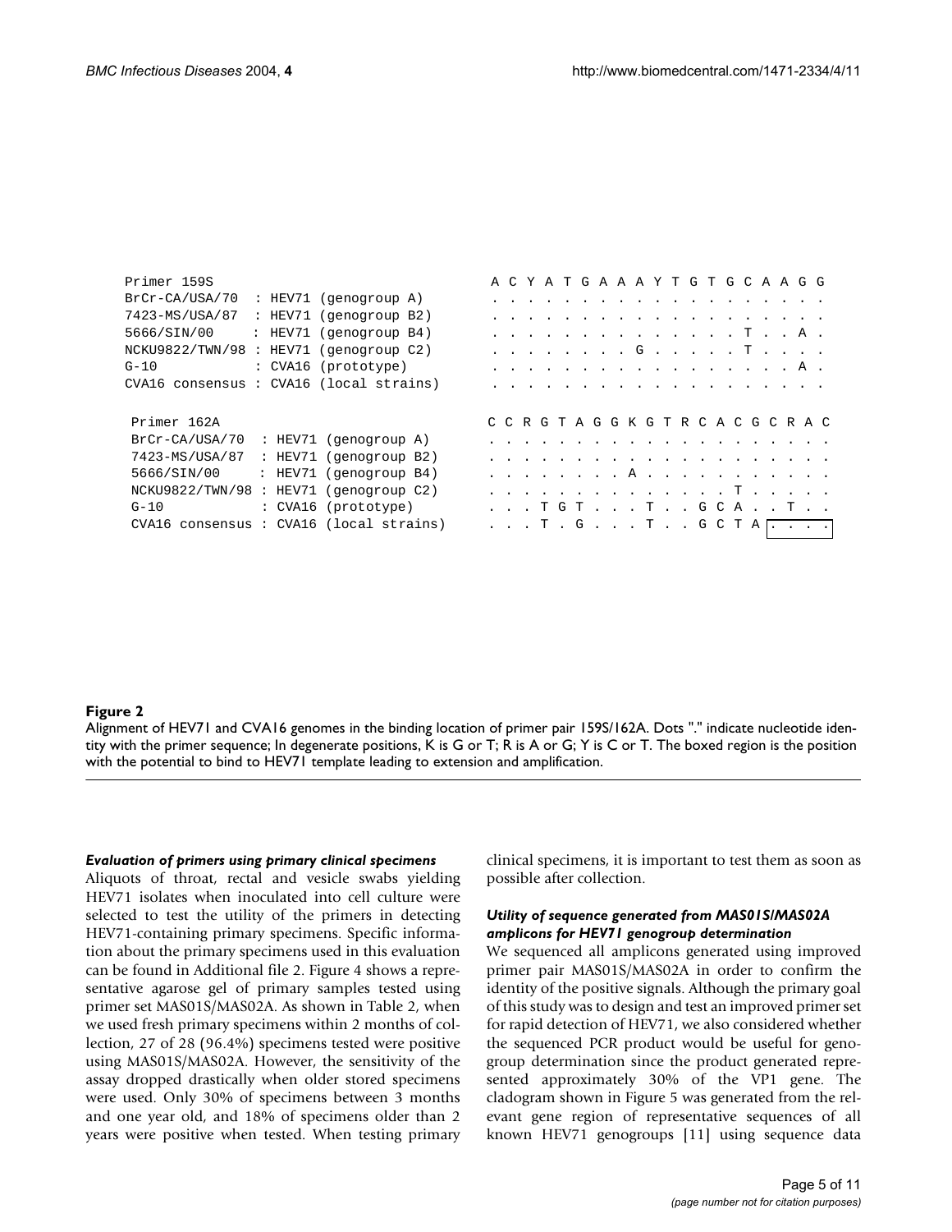```
Primer 159S                                          A C Y A T G A A A Y T G T G C A A G G
BrCr-CA/USA/70  : HEV71 (genogroup A)                . . . . . . . . . . . . . . . . . . .
7423-MS/USA/87  : HEV71 (genogroup B2)               . . . . . . . . . . . . . . . . . . .
5666/SIN/00     : HEV71 (genogroup B4)               . . . . . . . . . . . . . . T . . A .
NCKU9822/TWN/98 : HEV71 (genogroup C2)               . . . . . . . . G . . . . . T . . . .
G-10            : CVA16 (prototype)                  . . . . . . . . . . . . . . . . . A .
CVA16 consensus : CVA16 (local strains)              . . . . . . . . . . . . . . . . . . .

Primer 162A                                          C C R G T A G G K G T R C A C G C R A C
BrCr-CA/USA/70  : HEV71 (genogroup A)                . . . . . . . . . . . . . . . . . . . .
7423-MS/USA/87  : HEV71 (genogroup B2)               . . . . . . . . . . . . . . . . . . . .
5666/SIN/00     : HEV71 (genogroup B4)               . . . . . . . . A . . . . . . . . . . .
NCKU9822/TWN/98 : HEV71 (genogroup C2)               . . . . . . . . . . . . . . T . . . . .
G-10            : CVA16 (prototype)                  . . . T G T . . . T . . G C A . . T . .
CVA16 consensus : CVA16 (local strains)              . . . T . G . . . T . . G C T A[. . . .]
```

**Figure 2**

Alignment of HEV71 and CVA16 genomes in the binding location of primer pair 159S/162A. Dots "." indicate nucleotide identity with the primer sequence; In degenerate positions, K is G or T; R is A or G; Y is C or T. The boxed region is the position with the potential to bind to HEV71 template leading to extension and amplification.

### *Evaluation of primers using primary clinical specimens*

Aliquots of throat, rectal and vesicle swabs yielding HEV71 isolates when inoculated into cell culture were selected to test the utility of the primers in detecting HEV71-containing primary specimens. Specific information about the primary specimens used in this evaluation can be found in Additional file 2. Figure 4 shows a representative agarose gel of primary samples tested using primer set MAS01S/MAS02A. As shown in Table 2, when we used fresh primary specimens within 2 months of collection, 27 of 28 (96.4%) specimens tested were positive using MAS01S/MAS02A. However, the sensitivity of the assay dropped drastically when older stored specimens were used. Only 30% of specimens between 3 months and one year old, and 18% of specimens older than 2 years were positive when tested. When testing primary clinical specimens, it is important to test them as soon as possible after collection.

### *Utility of sequence generated from MAS01S/MAS02A amplicons for HEV71 genogroup determination*

We sequenced all amplicons generated using improved primer pair MAS01S/MAS02A in order to confirm the identity of the positive signals. Although the primary goal of this study was to design and test an improved primer set for rapid detection of HEV71, we also considered whether the sequenced PCR product would be useful for genogroup determination since the product generated represented approximately 30% of the VP1 gene. The cladogram shown in Figure 5 was generated from the relevant gene region of representative sequences of all known HEV71 genogroups [11] using sequence data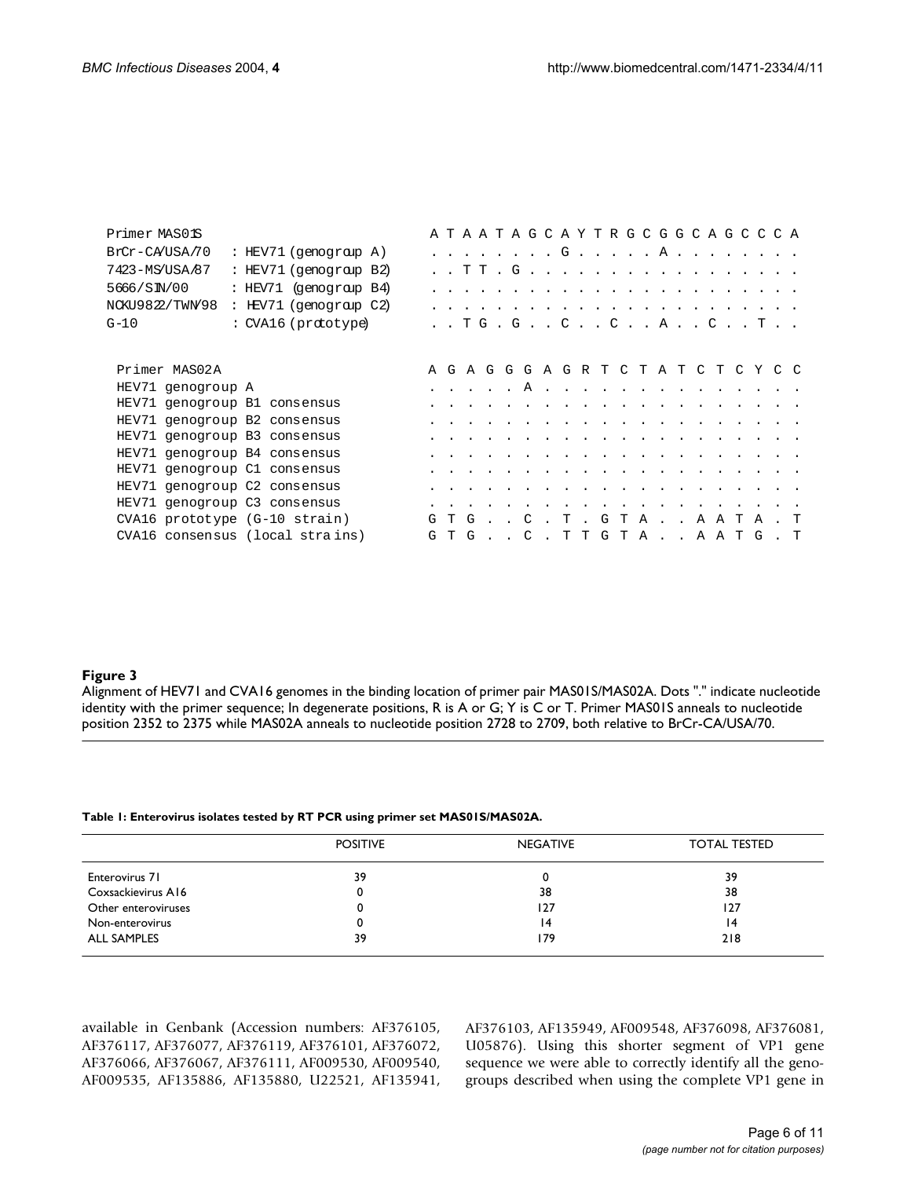```
Primer MAS01S                                      A T A A T A G C A Y T R G C G G C A G C C C A
BrCr-CA/USA/70   : HEV71 (genogroup A)             . . . . . . . . G . . . . . A . . . . . . . .
7423-MS/USA/87   : HEV71 (genogroup B2)            . . T T . G . . . . . . . . . . . . . . . . .
5666/SIN/00      : HEV71 (genogroup B4)            . . . . . . . . . . . . . . . . . . . . . . .
NCKU9822/TWN/98  : HEV71 (genogroup C2)            . . . . . . . . . . . . . . . . . . . . . . .
G-10             : CVA16 (prototype)               . . T G . G . . C . . C . . A . . C . . T . .


Primer MAS02A                                      A G A G G G A G R T C T A T C T C Y C C
HEV71 genogroup A                                  . . . . . A . . . . . . . . . . . . . .
HEV71 genogroup B1 consensus                       . . . . . . . . . . . . . . . . . . . .
HEV71 genogroup B2 consensus                       . . . . . . . . . . . . . . . . . . . .
HEV71 genogroup B3 consensus                       . . . . . . . . . . . . . . . . . . . .
HEV71 genogroup B4 consensus                       . . . . . . . . . . . . . . . . . . . .
HEV71 genogroup C1 consensus                       . . . . . . . . . . . . . . . . . . . .
HEV71 genogroup C2 consensus                       . . . . . . . . . . . . . . . . . . . .
HEV71 genogroup C3 consensus                       . . . . . . . . . . . . . . . . . . . .
CVA16 prototype (G-10 strain)                      G T G . . C . T . G T A . . A A T A . T
CVA16 consensus (local strains)                    G T G . . C . T T G T A . . A A T G . T
```

**Figure 3**

Alignment of HEV71 and CVA16 genomes in the binding location of primer pair MAS01S/MAS02A. Dots "." indicate nucleotide identity with the primer sequence; In degenerate positions, R is A or G; Y is C or T. Primer MAS01S anneals to nucleotide position 2352 to 2375 while MAS02A anneals to nucleotide position 2728 to 2709, both relative to BrCr-CA/USA/70.

**Table 1: Enterovirus isolates tested by RT PCR using primer set MAS01S/MAS02A.**

| | POSITIVE | NEGATIVE | TOTAL TESTED |
|---|---|---|---|
| Enterovirus 71 | 39 | 0 | 39 |
| Coxsackievirus A16 | 0 | 38 | 38 |
| Other enteroviruses | 0 | 127 | 127 |
| Non-enterovirus | 0 | 14 | 14 |
| ALL SAMPLES | 39 | 179 | 218 |

available in Genbank (Accession numbers: AF376105, AF376117, AF376077, AF376119, AF376101, AF376072, AF376066, AF376067, AF376111, AF009530, AF009540, AF009535, AF135886, AF135880, U22521, AF135941, AF376103, AF135949, AF009548, AF376098, AF376081, U05876). Using this shorter segment of VP1 gene sequence we were able to correctly identify all the genogroups described when using the complete VP1 gene in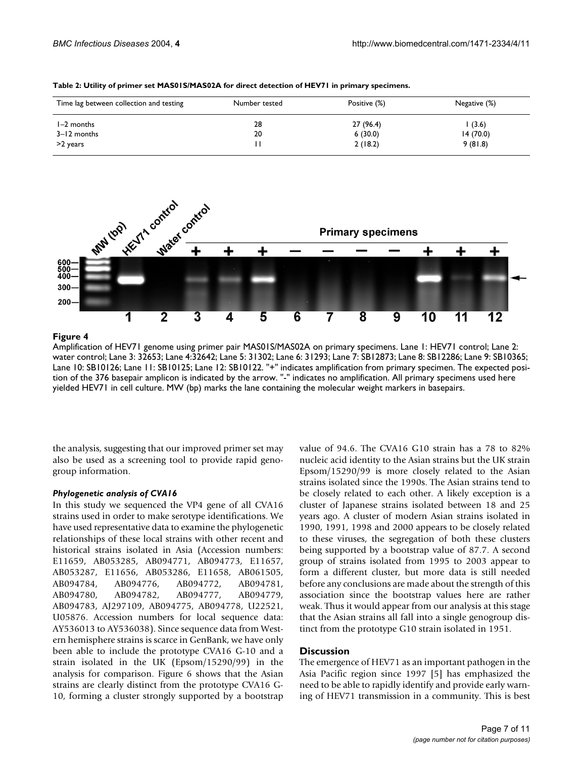**Table 2: Utility of primer set MAS01S/MAS02A for direct detection of HEV71 in primary specimens.**

| Time lag between collection and testing | Number tested | Positive (%) | Negative (%) |
| --- | --- | --- | --- |
| 1–2 months | 28 | 27 (96.4) | 1 (3.6) |
| 3–12 months | 20 | 6 (30.0) | 14 (70.0) |
| >2 years | 11 | 2 (18.2) | 9 (81.8) |

**Figure 4**

Amplification of HEV71 genome using primer pair MAS01S/MAS02A on primary specimens. Lane 1: HEV71 control; Lane 2: water control; Lane 3: 32653; Lane 4:32642; Lane 5: 31302; Lane 6: 31293; Lane 7: SB12873; Lane 8: SB12286; Lane 9: SB10365; Lane 10: SB10126; Lane 11: SB10125; Lane 12: SB10122. "+" indicates amplification from primary specimen. The expected position of the 376 basepair amplicon is indicated by the arrow. "-" indicates no amplification. All primary specimens used here yielded HEV71 in cell culture. MW (bp) marks the lane containing the molecular weight markers in basepairs.

the analysis, suggesting that our improved primer set may also be used as a screening tool to provide rapid genogroup information.

### *Phylogenetic analysis of CVA16*

In this study we sequenced the VP4 gene of all CVA16 strains used in order to make serotype identifications. We have used representative data to examine the phylogenetic relationships of these local strains with other recent and historical strains isolated in Asia (Accession numbers: E11659, AB053285, AB094771, AB094773, E11657, AB053287, E11656, AB053286, E11658, AB061505, AB094784, AB094776, AB094772, AB094781, AB094780, AB094782, AB094777, AB094779, AB094783, AJ297109, AB094775, AB094778, U22521, U05876. Accession numbers for local sequence data: AY536013 to AY536038). Since sequence data from Western hemisphere strains is scarce in GenBank, we have only been able to include the prototype CVA16 G-10 and a strain isolated in the UK (Epsom/15290/99) in the analysis for comparison. Figure 6 shows that the Asian strains are clearly distinct from the prototype CVA16 G-10, forming a cluster strongly supported by a bootstrap value of 94.6. The CVA16 G10 strain has a 78 to 82% nucleic acid identity to the Asian strains but the UK strain Epsom/15290/99 is more closely related to the Asian strains isolated since the 1990s. The Asian strains tend to be closely related to each other. A likely exception is a cluster of Japanese strains isolated between 18 and 25 years ago. A cluster of modern Asian strains isolated in 1990, 1991, 1998 and 2000 appears to be closely related to these viruses, the segregation of both these clusters being supported by a bootstrap value of 87.7. A second group of strains isolated from 1995 to 2003 appear to form a different cluster, but more data is still needed before any conclusions are made about the strength of this association since the bootstrap values here are rather weak. Thus it would appear from our analysis at this stage that the Asian strains all fall into a single genogroup distinct from the prototype G10 strain isolated in 1951.

## Discussion

The emergence of HEV71 as an important pathogen in the Asia Pacific region since 1997 [5] has emphasized the need to be able to rapidly identify and provide early warning of HEV71 transmission in a community. This is best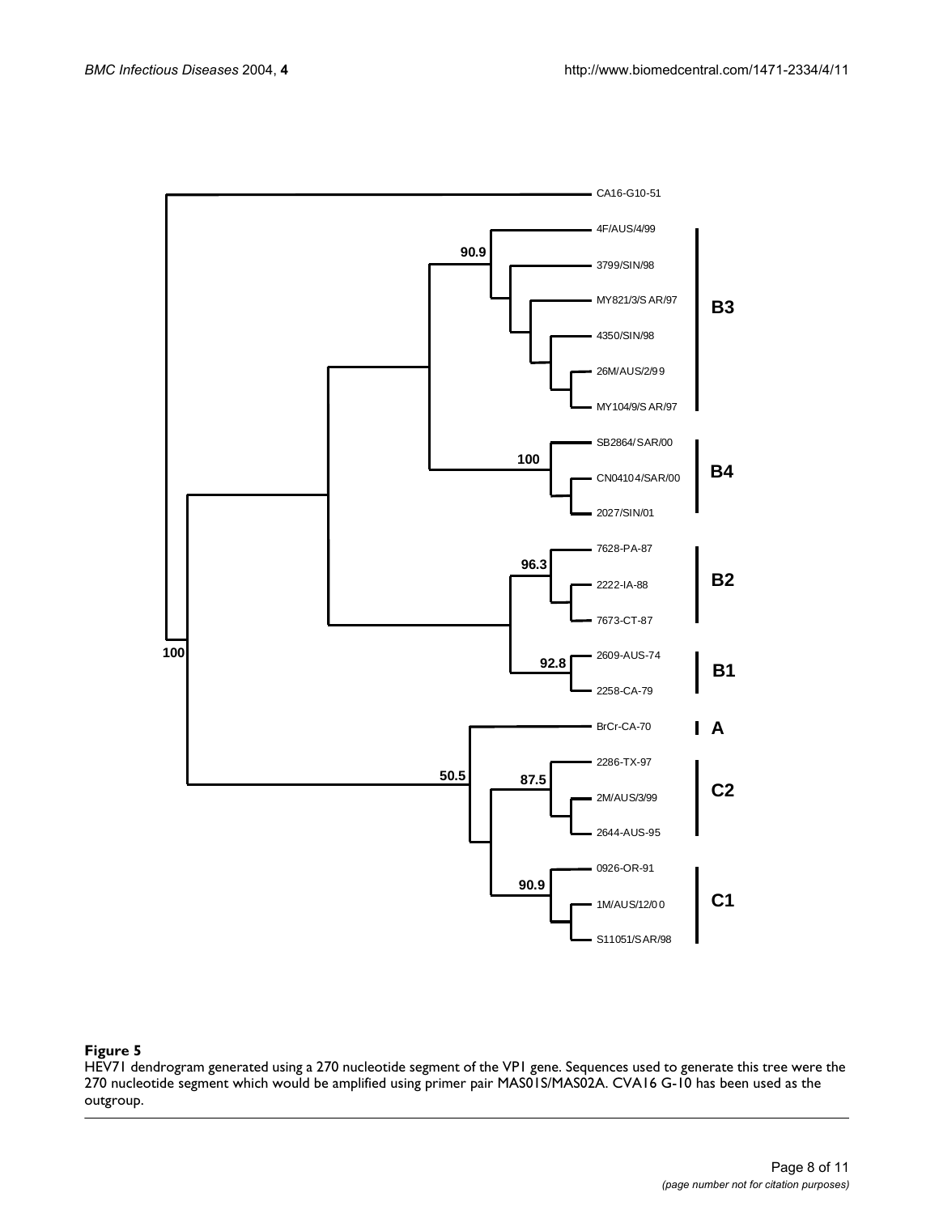**Figure 5**

HEV71 dendrogram generated using a 270 nucleotide segment of the VP1 gene. Sequences used to generate this tree were the 270 nucleotide segment which would be amplified using primer pair MAS01S/MAS02A. CVA16 G-10 has been used as the outgroup.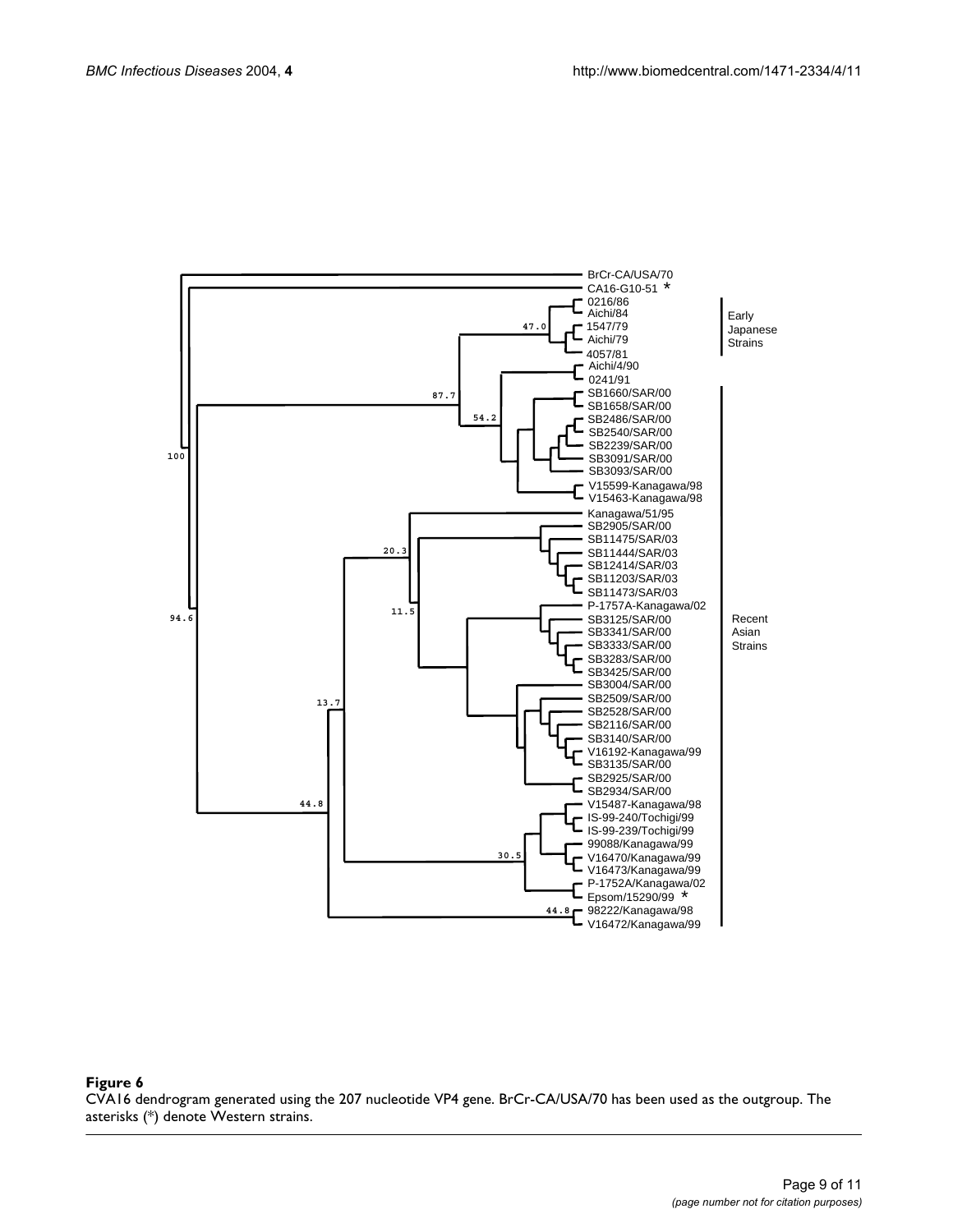**Figure 6**
CVA16 dendrogram generated using the 207 nucleotide VP4 gene. BrCr-CA/USA/70 has been used as the outgroup. The asterisks (*) denote Western strains.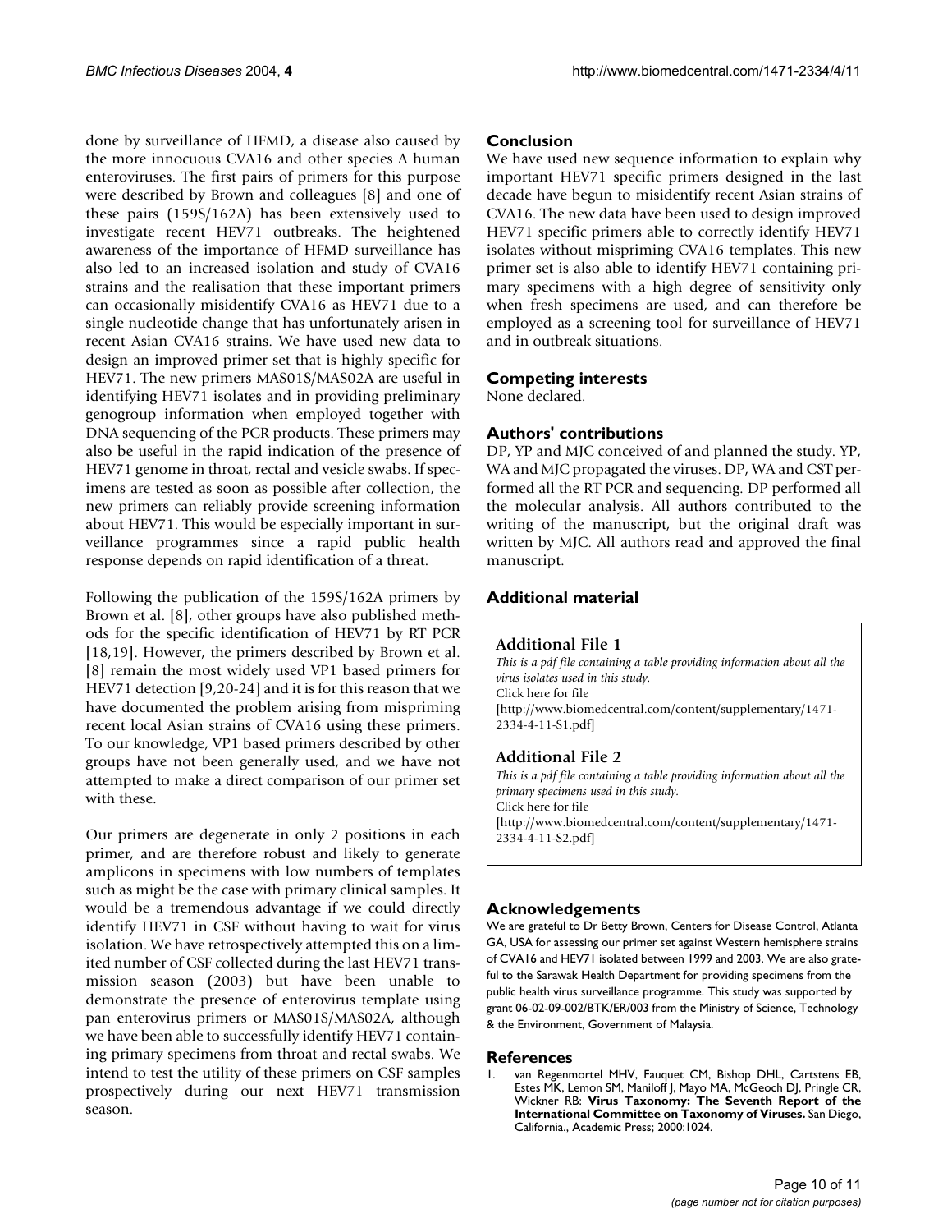done by surveillance of HFMD, a disease also caused by the more innocuous CVA16 and other species A human enteroviruses. The first pairs of primers for this purpose were described by Brown and colleagues [8] and one of these pairs (159S/162A) has been extensively used to investigate recent HEV71 outbreaks. The heightened awareness of the importance of HFMD surveillance has also led to an increased isolation and study of CVA16 strains and the realisation that these important primers can occasionally misidentify CVA16 as HEV71 due to a single nucleotide change that has unfortunately arisen in recent Asian CVA16 strains. We have used new data to design an improved primer set that is highly specific for HEV71. The new primers MAS01S/MAS02A are useful in identifying HEV71 isolates and in providing preliminary genogroup information when employed together with DNA sequencing of the PCR products. These primers may also be useful in the rapid indication of the presence of HEV71 genome in throat, rectal and vesicle swabs. If specimens are tested as soon as possible after collection, the new primers can reliably provide screening information about HEV71. This would be especially important in surveillance programmes since a rapid public health response depends on rapid identification of a threat.

Following the publication of the 159S/162A primers by Brown et al. [8], other groups have also published methods for the specific identification of HEV71 by RT PCR [18,19]. However, the primers described by Brown et al. [8] remain the most widely used VP1 based primers for HEV71 detection [9,20-24] and it is for this reason that we have documented the problem arising from mispriming recent local Asian strains of CVA16 using these primers. To our knowledge, VP1 based primers described by other groups have not been generally used, and we have not attempted to make a direct comparison of our primer set with these.

Our primers are degenerate in only 2 positions in each primer, and are therefore robust and likely to generate amplicons in specimens with low numbers of templates such as might be the case with primary clinical samples. It would be a tremendous advantage if we could directly identify HEV71 in CSF without having to wait for virus isolation. We have retrospectively attempted this on a limited number of CSF collected during the last HEV71 transmission season (2003) but have been unable to demonstrate the presence of enterovirus template using pan enterovirus primers or MAS01S/MAS02A, although we have been able to successfully identify HEV71 containing primary specimens from throat and rectal swabs. We intend to test the utility of these primers on CSF samples prospectively during our next HEV71 transmission season.

## Conclusion

We have used new sequence information to explain why important HEV71 specific primers designed in the last decade have begun to misidentify recent Asian strains of CVA16. The new data have been used to design improved HEV71 specific primers able to correctly identify HEV71 isolates without mispriming CVA16 templates. This new primer set is also able to identify HEV71 containing primary specimens with a high degree of sensitivity only when fresh specimens are used, and can therefore be employed as a screening tool for surveillance of HEV71 and in outbreak situations.

## Competing interests

None declared.

## Authors' contributions

DP, YP and MJC conceived of and planned the study. YP, WA and MJC propagated the viruses. DP, WA and CST performed all the RT PCR and sequencing. DP performed all the molecular analysis. All authors contributed to the writing of the manuscript, but the original draft was written by MJC. All authors read and approved the final manuscript.

## Additional material

### Additional File 1

*This is a pdf file containing a table providing information about all the virus isolates used in this study.*
Click here for file
[http://www.biomedcentral.com/content/supplementary/1471-2334-4-11-S1.pdf]

### Additional File 2

*This is a pdf file containing a table providing information about all the primary specimens used in this study.*
Click here for file
[http://www.biomedcentral.com/content/supplementary/1471-2334-4-11-S2.pdf]

## Acknowledgements

We are grateful to Dr Betty Brown, Centers for Disease Control, Atlanta GA, USA for assessing our primer set against Western hemisphere strains of CVA16 and HEV71 isolated between 1999 and 2003. We are also grateful to the Sarawak Health Department for providing specimens from the public health virus surveillance programme. This study was supported by grant 06-02-09-002/BTK/ER/003 from the Ministry of Science, Technology & the Environment, Government of Malaysia.

## References

1. van Regenmortel MHV, Fauquet CM, Bishop DHL, Cartstens EB, Estes MK, Lemon SM, Maniloff J, Mayo MA, McGeoch DJ, Pringle CR, Wickner RB: **Virus Taxonomy: The Seventh Report of the International Committee on Taxonomy of Viruses.** San Diego, California., Academic Press; 2000:1024.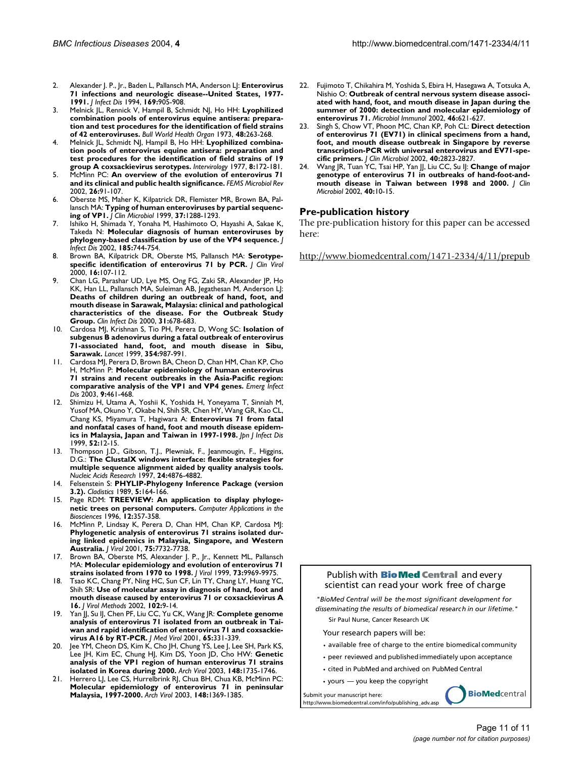2. Alexander J. P., Jr., Baden L, Pallansch MA, Anderson LJ: **Enterovirus 71 infections and neurologic disease--United States, 1977-1991.** *J Infect Dis* 1994, **169:**905-908.
3. Melnick JL, Rennick V, Hampil B, Schmidt NJ, Ho HH: **Lyophilized combination pools of enterovirus equine antisera: preparation and test procedures for the identification of field strains of 42 enteroviruses.** *Bull World Health Organ* 1973, **48:**263-268.
4. Melnick JL, Schmidt NJ, Hampil B, Ho HH: **Lyophilized combination pools of enterovirus equine antisera: preparation and test procedures for the identification of field strains of 19 group A coxsackievirus serotypes.** *Intervirology* 1977, **8:**172-181.
5. McMinn PC: **An overview of the evolution of enterovirus 71 and its clinical and public health significance.** *FEMS Microbiol Rev* 2002, **26:**91-107.
6. Oberste MS, Maher K, Kilpatrick DR, Flemister MR, Brown BA, Pallansch MA: **Typing of human enteroviruses by partial sequencing of VP1.** *J Clin Microbiol* 1999, **37:**1288-1293.
7. Ishiko H, Shimada Y, Yonaha M, Hashimoto O, Hayashi A, Sakae K, Takeda N: **Molecular diagnosis of human enteroviruses by phylogeny-based classification by use of the VP4 sequence.** *J Infect Dis* 2002, **185:**744-754.
8. Brown BA, Kilpatrick DR, Oberste MS, Pallansch MA: **Serotype-specific identification of enterovirus 71 by PCR.** *J Clin Virol* 2000, **16:**107-112.
9. Chan LG, Parashar UD, Lye MS, Ong FG, Zaki SR, Alexander JP, Ho KK, Han LL, Pallansch MA, Suleiman AB, Jegathesan M, Anderson LJ: **Deaths of children during an outbreak of hand, foot, and mouth disease in Sarawak, Malaysia: clinical and pathological characteristics of the disease. For the Outbreak Study Group.** *Clin Infect Dis* 2000, **31:**678-683.
10. Cardosa MJ, Krishnan S, Tio PH, Perera D, Wong SC: **Isolation of subgenus B adenovirus during a fatal outbreak of enterovirus 71-associated hand, foot, and mouth disease in Sibu, Sarawak.** *Lancet* 1999, **354:**987-991.
11. Cardosa MJ, Perera D, Brown BA, Cheon D, Chan HM, Chan KP, Cho H, McMinn P: **Molecular epidemiology of human enterovirus 71 strains and recent outbreaks in the Asia-Pacific region: comparative analysis of the VP1 and VP4 genes.** *Emerg Infect Dis* 2003, **9:**461-468.
12. Shimizu H, Utama A, Yoshii K, Yoshida H, Yoneyama T, Sinniah M, Yusof MA, Okuno Y, Okabe N, Shih SR, Chen HY, Wang GR, Kao CL, Chang KS, Miyamura T, Hagiwara A: **Enterovirus 71 from fatal and nonfatal cases of hand, foot and mouth disease epidemics in Malaysia, Japan and Taiwan in 1997-1998.** *Jpn J Infect Dis* 1999, **52:**12-15.
13. Thompson J.D., Gibson, T.J., Plewniak, F., Jeanmougin, F., Higgins, D.G.: **The ClustalX windows interface: flexible strategies for multiple sequence alignment aided by quality analysis tools.** *Nucleic Acids Research* 1997, **24:**4876-4882.
14. Felsenstein S: **PHYLIP-Phylogeny Inference Package (version 3.2).** *Cladistics* 1989, **5:**164-166.
15. Page RDM: **TREEVIEW: An application to display phylogenetic trees on personal computers.** *Computer Applications in the Biosciences* 1996, **12:**357-358.
16. McMinn P, Lindsay K, Perera D, Chan HM, Chan KP, Cardosa MJ: **Phylogenetic analysis of enterovirus 71 strains isolated during linked epidemics in Malaysia, Singapore, and Western Australia.** *J Virol* 2001, **75:**7732-7738.
17. Brown BA, Oberste MS, Alexander J. P., Jr., Kennett ML, Pallansch MA: **Molecular epidemiology and evolution of enterovirus 71 strains isolated from 1970 to 1998.** *J Virol* 1999, **73:**9969-9975.
18. Tsao KC, Chang PY, Ning HC, Sun CF, Lin TY, Chang LY, Huang YC, Shih SR: **Use of molecular assay in diagnosis of hand, foot and mouth disease caused by enterovirus 71 or coxsackievirus A 16.** *J Virol Methods* 2002, **102:**9-14.
19. Yan JJ, Su IJ, Chen PF, Liu CC, Yu CK, Wang JR: **Complete genome analysis of enterovirus 71 isolated from an outbreak in Taiwan and rapid identification of enterovirus 71 and coxsackievirus A16 by RT-PCR.** *J Med Virol* 2001, **65:**331-339.
20. Jee YM, Cheon DS, Kim K, Cho JH, Chung YS, Lee J, Lee SH, Park KS, Lee JH, Kim EC, Chung HJ, Kim DS, Yoon JD, Cho HW: **Genetic analysis of the VP1 region of human enterovirus 71 strains isolated in Korea during 2000.** *Arch Virol* 2003, **148:**1735-1746.
21. Herrero LJ, Lee CS, Hurrelbrink RJ, Chua BH, Chua KB, McMinn PC: **Molecular epidemiology of enterovirus 71 in peninsular Malaysia, 1997-2000.** *Arch Virol* 2003, **148:**1369-1385.
22. Fujimoto T, Chikahira M, Yoshida S, Ebira H, Hasegawa A, Totsuka A, Nishio O: **Outbreak of central nervous system disease associated with hand, foot, and mouth disease in Japan during the summer of 2000: detection and molecular epidemiology of enterovirus 71.** *Microbiol Immunol* 2002, **46:**621-627.
23. Singh S, Chow VT, Phoon MC, Chan KP, Poh CL: **Direct detection of enterovirus 71 (EV71) in clinical specimens from a hand, foot, and mouth disease outbreak in Singapore by reverse transcription-PCR with universal enterovirus and EV71-specific primers.** *J Clin Microbiol* 2002, **40:**2823-2827.
24. Wang JR, Tuan YC, Tsai HP, Yan JJ, Liu CC, Su IJ: **Change of major genotype of enterovirus 71 in outbreaks of hand-foot-and-mouth disease in Taiwan between 1998 and 2000.** *J Clin Microbiol* 2002, **40:**10-15.

## Pre-publication history

The pre-publication history for this paper can be accessed here:

http://www.biomedcentral.com/1471-2334/4/11/prepub

Publish with **BioMed Central** and every scientist can read your work free of charge

*"BioMed Central will be the most significant development for disseminating the results of biomedical research in our lifetime."*
Sir Paul Nurse, Cancer Research UK

Your research papers will be:

- available free of charge to the entire biomedical community
- peer reviewed and published immediately upon acceptance
- cited in PubMed and archived on PubMed Central
- yours — you keep the copyright

Submit your manuscript here:
http://www.biomedcentral.com/info/publishing_adv.asp

BioMedcentral